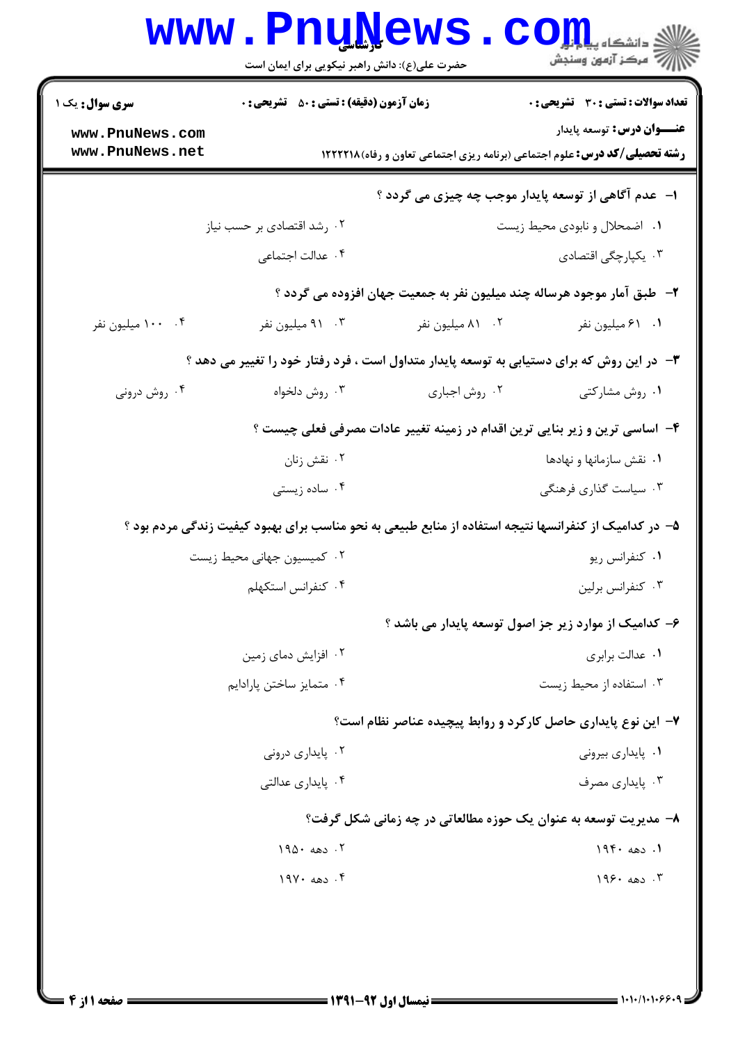**سری سوال:** یک ۱

**زمان آزمون (دقیقه) : تستی : ۵۰ تشریحی : ۰**

**تعداد سوالات : تستی : ۳۰ تشریحی : ۰**

**عنـــوان درس:** توسعه پایدار

**رشته تحصیلی/کد درس:** علوم اجتماعی (برنامه ریزی اجتماعی تعاون و رفاه) ۱۲۲۲۲۱۸

**۱- عدم آگاهی از توسعه پایدار موجب چه چیزی می گردد ؟**

۱. اضمحلال و نابودی محیط زیست

۲. رشد اقتصادی بر حسب نیاز

۳. یکپارچگی اقتصادی

۴. عدالت اجتماعی

**۲- طبق آمار موجود هرساله چند میلیون نفر به جمعیت جهان افزوده می گردد ؟**

۱. ۶۱ میلیون نفر

۲. ۸۱ میلیون نفر

۳. ۹۱ میلیون نفر

۴. ۱۰۰ میلیون نفر

**۳- در این روش که برای دستیابی به توسعه پایدار متداول است ، فرد رفتار خود را تغییر می دهد ؟**

۱. روش مشارکتی

۲. روش اجباری

۳. روش دلخواه

۴. روش درونی

**۴- اساسی ترین و زیر بنایی ترین اقدام در زمینه تغییر عادات مصرفی فعلی چیست ؟**

۱. نقش سازمانها و نهادها

۲. نقش زنان

۳. سیاست گذاری فرهنگی

۴. ساده زیستی

**۵- در کدامیک از کنفرانسها نتیجه استفاده از منابع طبیعی به نحو مناسب برای بهبود کیفیت زندگی مردم بود ؟**

۱. کنفرانس ریو

۲. کمیسیون جهانی محیط زیست

۳. کنفرانس برلین

۴. کنفرانس استکهلم

**۶- کدامیک از موارد زیر جز اصول توسعه پایدار می باشد ؟**

۱. عدالت برابری

۲. افزایش دمای زمین

۳. استفاده از محیط زیست

۴. متمایز ساختن پارادایم

**۷- این نوع پایداری حاصل کارکرد و روابط پیچیده عناصر نظام است؟**

۱. پایداری بیرونی

۲. پایداری درونی

۳. پایداری مصرف

۴. پایداری عدالتی

**۸- مدیریت توسعه به عنوان یک حوزه مطالعاتی در چه زمانی شکل گرفت؟**

۱. دهه ۱۹۴۰

۲. دهه ۱۹۵۰

۳. دهه ۱۹۶۰

۴. دهه ۱۹۷۰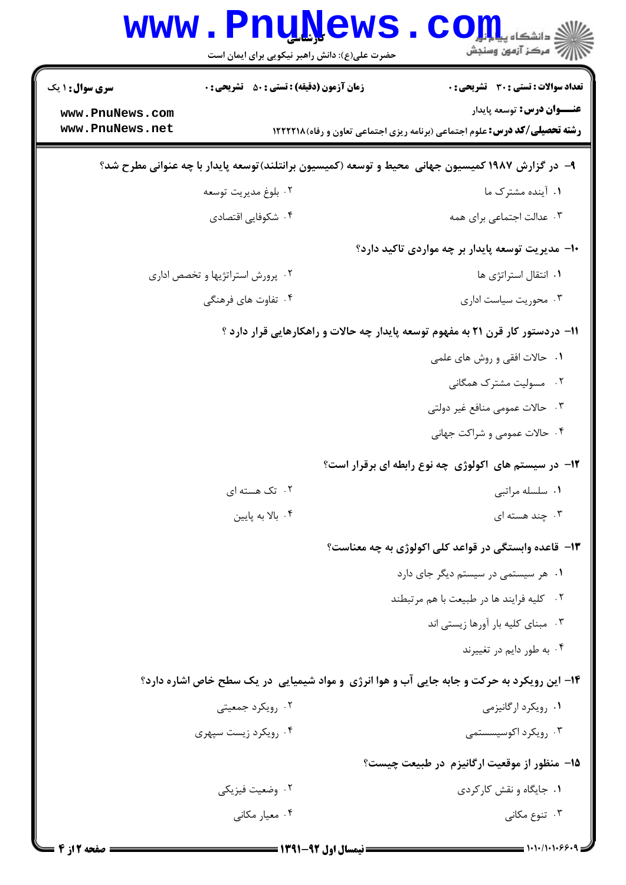۹- در گزارش ۱۹۸۷ کمیسیون جهانی محیط و توسعه (کمیسیون برانتلند)توسعه پایدار با چه عنوانی مطرح شد؟

۱. آینده مشترک ما
۲. بلوغ مدیریت توسعه
۳. عدالت اجتماعی برای همه
۴. شکوفایی اقتصادی

۱۰- مدیریت توسعه پایدار بر چه مواردی تاکید دارد؟

۱. انتقال استراتژی ها
۲. پرورش استراتژیها و تخصص اداری
۳. محوریت سیاست اداری
۴. تفاوت های فرهنگی

۱۱- دردستور کار قرن ۲۱ به مفهوم توسعه پایدار چه حالات و راهکارهایی قرار دارد ؟

۱. حالات افقی و روش های علمی
۲. مسولیت مشترک همگانی
۳. حالات عمومی منافع غیر دولتی
۴. حالات عمومی و شراکت جهانی

۱۲- در سیستم های اکولوژی چه نوع رابطه ای برقرار است؟

۱. سلسله مراتبی
۲. تک هسته ای
۳. چند هسته ای
۴. بالا به پایین

۱۳- قاعده وابستگی در قواعد کلی اکولوژی به چه معناست؟

۱. هر سیستمی در سیستم دیگر جای دارد
۲. کلیه فرایند ها در طبیعت با هم مرتبطند
۳. مبنای کلیه بار آورها زیستی اند
۴. به طور دایم در تغییرند

۱۴- این رویکرد به حرکت و جابه جایی آب و هوا انرژی و مواد شیمیایی در یک سطح خاص اشاره دارد؟

۱. رویکرد ارگانیزمی
۲. رویکرد جمعیتی
۳. رویکرد اکوسیستمی
۴. رویکرد زیست سپهری

۱۵- منظور از موقعیت ارگانیزم در طبیعت چیست؟

۱. جایگاه و نقش کارکردی
۲. وضعیت فیزیکی
۳. تنوع مکانی
۴. معیار مکانی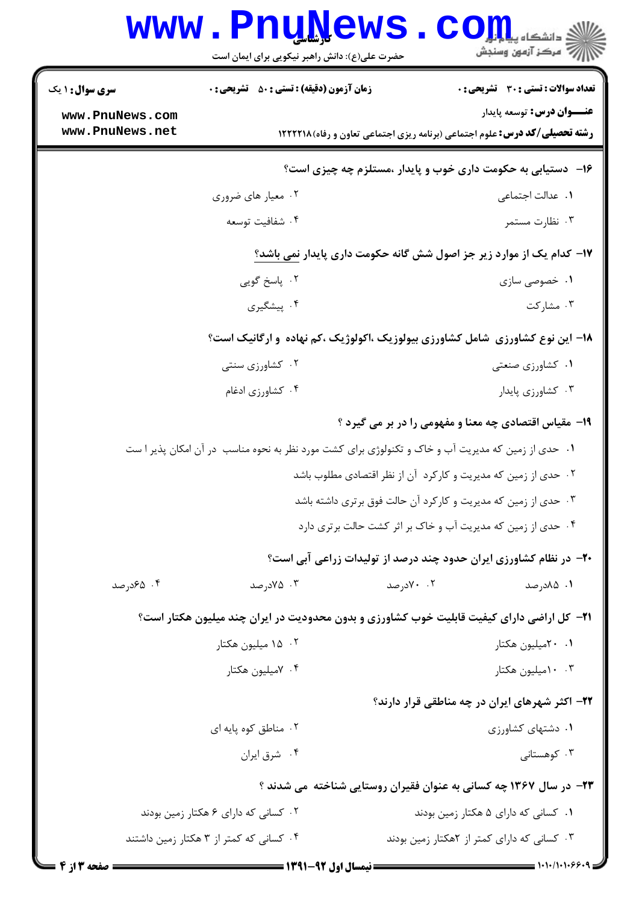**۱۶- دستیابی به حکومت داری خوب و پایدار ،مستلزم چه چیزی است؟**

۱. عدالت اجتماعی

۲. معیار های ضروری

۳. نظارت مستمر

۴. شفافیت توسعه

**۱۷- کدام یک از موارد زیر جز اصول شش گانه حکومت داری پایدار نمی باشد؟**

۱. خصوصی سازی

۲. پاسخ گویی

۳. مشارکت

۴. پیشگیری

**۱۸- این نوع کشاورزی شامل کشاورزی بیولوزیک ،اکولوژیک ،کم نهاده و ارگانیک است؟**

۱. کشاورزی صنعتی

۲. کشاورزی سنتی

۳. کشاورزی پایدار

۴. کشاورزی ادغام

**۱۹- مقیاس اقتصادی چه معنا و مفهومی را در بر می گیرد ؟**

۱. حدی از زمین که مدیریت آب و خاک و تکنولوژی برای کشت مورد نظر به نحوه مناسب در آن امکان پذیر ا ست

۲. حدی از زمین که مدیریت و کارکرد آن از نظر اقتصادی مطلوب باشد

۳. حدی از زمین که مدیریت و کارکرد آن حالت فوق برتری داشته باشد

۴. حدی از زمین که مدیریت آب و خاک بر اثر کشت حالت برتری دارد

**۲۰- در نظام کشاورزی ایران حدود چند درصد از تولیدات زراعی آبی است؟**

۱. ۸۵درصد

۲. ۷۰درصد

۳. ۷۵درصد

۴. ۶۵درصد

**۲۱- کل اراضی دارای کیفیت قابلیت خوب کشاورزی و بدون محدودیت در ایران چند میلیون هکتار است؟**

۱. ۲۰میلیون هکتار

۲. ۱۵ میلیون هکتار

۳. ۱۰میلیون هکتار

۴. ۷میلیون هکتار

**۲۲- اکثر شهرهای ایران در چه مناطقی قرار دارند؟**

۱. دشتهای کشاورزی

۲. مناطق کوه پایه ای

۳. کوهستانی

۴. شرق ایران

**۲۳- در سال ۱۳۶۷ چه کسانی به عنوان فقیران روستایی شناخته می شدند ؟**

۱. کسانی که دارای ۵ هکتار زمین بودند

۲. کسانی که دارای ۶ هکتار زمین بودند

۳. کسانی که دارای کمتر از ۲هکتار زمین بودند

۴. کسانی که کمتر از ۳ هکتار زمین داشتند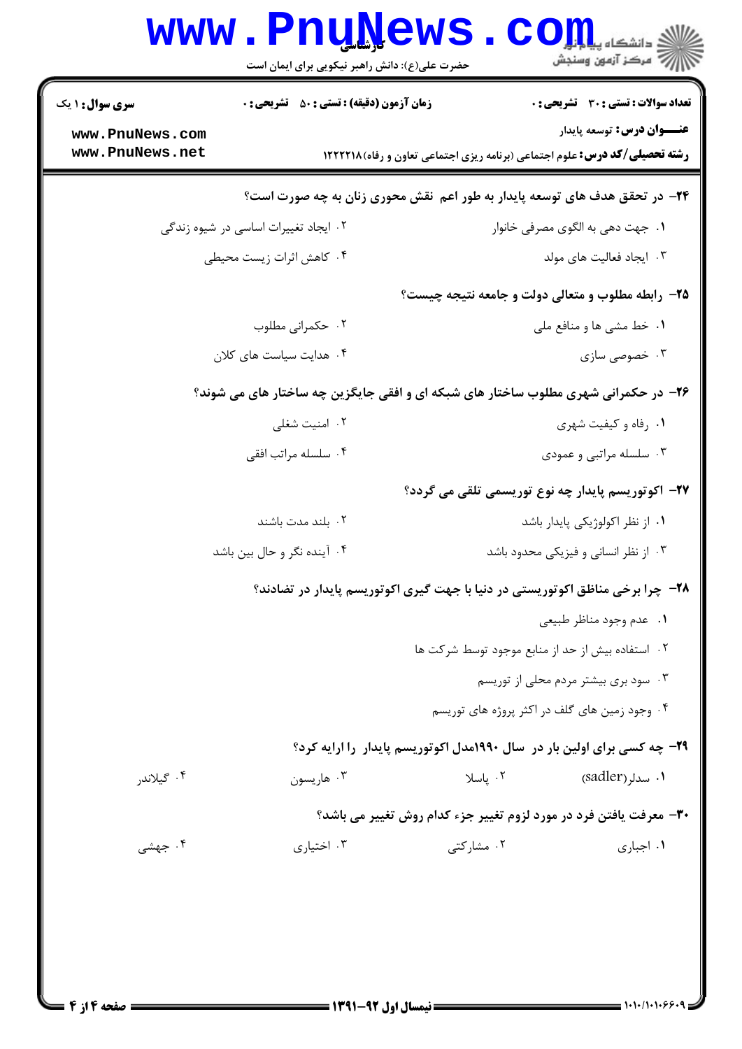**۲۴- در تحقق هدف های توسعه پایدار به طور اعم نقش محوری زنان به چه صورت است؟**

۱. جهت دهی به الگوی مصرفی خانوار

۲. ایجاد تغییرات اساسی در شیوه زندگی

۳. ایجاد فعالیت های مولد

۴. کاهش اثرات زیست محیطی

**۲۵- رابطه مطلوب و متعالی دولت و جامعه نتیجه چیست؟**

۱. خط مشی ها و منافع ملی

۲. حکمرانی مطلوب

۳. خصوصی سازی

۴. هدایت سیاست های کلان

**۲۶- در حکمرانی شهری مطلوب ساختار های شبکه ای و افقی جایگزین چه ساختار های می شوند؟**

۱. رفاه و کیفیت شهری

۲. امنیت شغلی

۳. سلسله مراتبی و عمودی

۴. سلسله مراتب افقی

**۲۷- اکوتوریسم پایدار چه نوع توریسمی تلقی می گردد؟**

۱. از نظر اکولوژیکی پایدار باشد

۲. بلند مدت باشند

۳. از نظر انسانی و فیزیکی محدود باشد

۴. آینده نگر و حال بین باشد

**۲۸- چرا برخی مناطق اکوتوریستی در دنیا با جهت گیری اکوتوریسم پایدار در تضادند؟**

۱. عدم وجود مناظر طبیعی

۲. استفاده بیش از حد از منابع موجود توسط شرکت ها

۳. سود بری بیشتر مردم محلی از توریسم

۴. وجود زمین های گلف در اکثر پروژه های توریسم

**۲۹- چه کسی برای اولین بار در سال ۱۹۹۰مدل اکوتوریسم پایدار را ارایه کرد؟**

۱. سدلر(sadler)

۲. پاسلا

۳. هاریسون

۴. گیلاندر

**۳۰- معرفت یافتن فرد در مورد لزوم تغییر جزء کدام روش تغییر می باشد؟**

۱. اجباری

۲. مشارکتی

۳. اختیاری

۴. جهشی